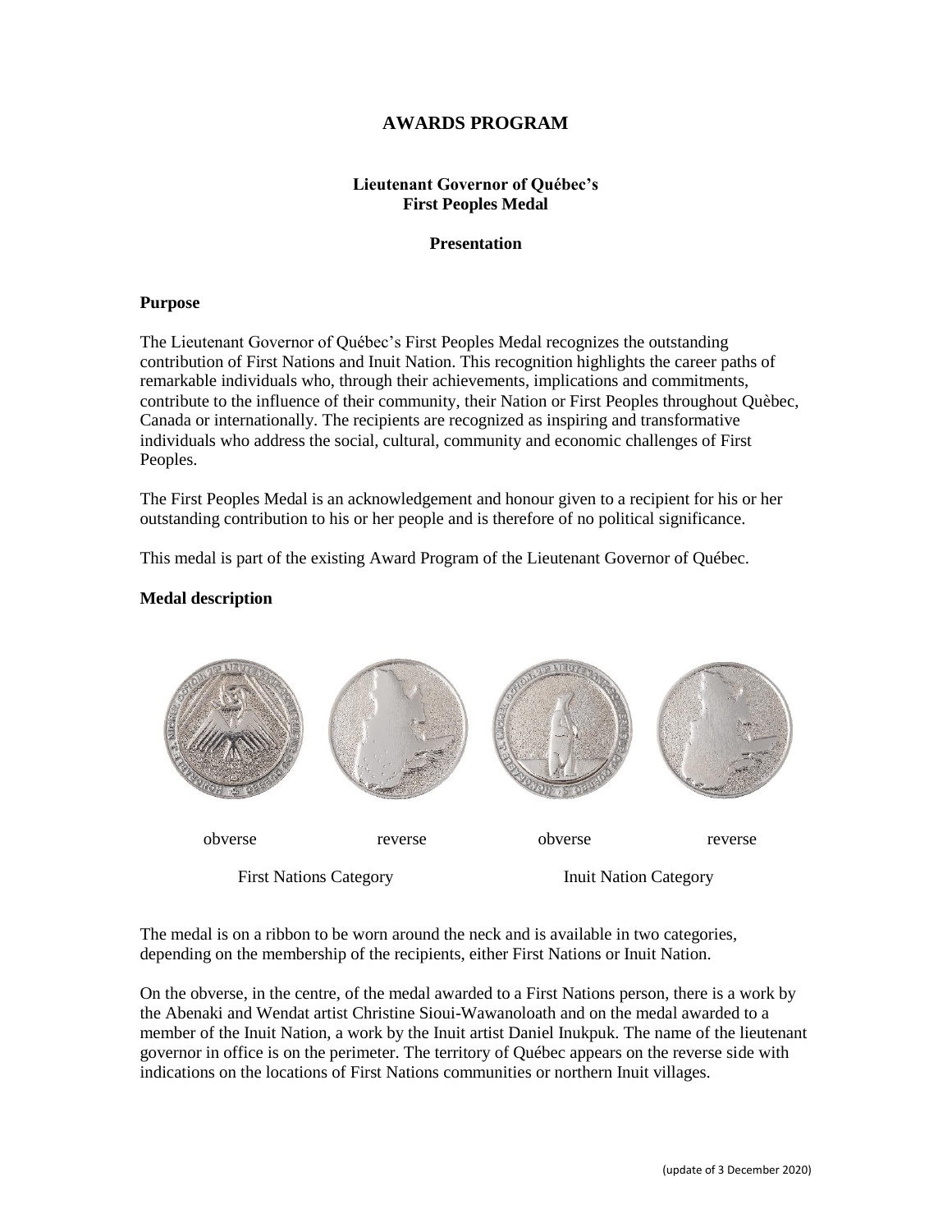# AWARDS PROGRAM

## Lieutenant Governor of Québec's First Peoples Medal

### Presentation

**Purpose**

The Lieutenant Governor of Québec's First Peoples Medal recognizes the outstanding contribution of First Nations and Inuit Nation. This recognition highlights the career paths of remarkable individuals who, through their achievements, implications and commitments, contribute to the influence of their community, their Nation or First Peoples throughout Quèbec, Canada or internationally. The recipients are recognized as inspiring and transformative individuals who address the social, cultural, community and economic challenges of First Peoples.

The First Peoples Medal is an acknowledgement and honour given to a recipient for his or her outstanding contribution to his or her people and is therefore of no political significance.

This medal is part of the existing Award Program of the Lieutenant Governor of Québec.

**Medal description**

obverse reverse obverse reverse

First Nations Category Inuit Nation Category

The medal is on a ribbon to be worn around the neck and is available in two categories, depending on the membership of the recipients, either First Nations or Inuit Nation.

On the obverse, in the centre, of the medal awarded to a First Nations person, there is a work by the Abenaki and Wendat artist Christine Sioui-Wawanoloath and on the medal awarded to a member of the Inuit Nation, a work by the Inuit artist Daniel Inukpuk. The name of the lieutenant governor in office is on the perimeter. The territory of Québec appears on the reverse side with indications on the locations of First Nations communities or northern Inuit villages.

(update of 3 December 2020)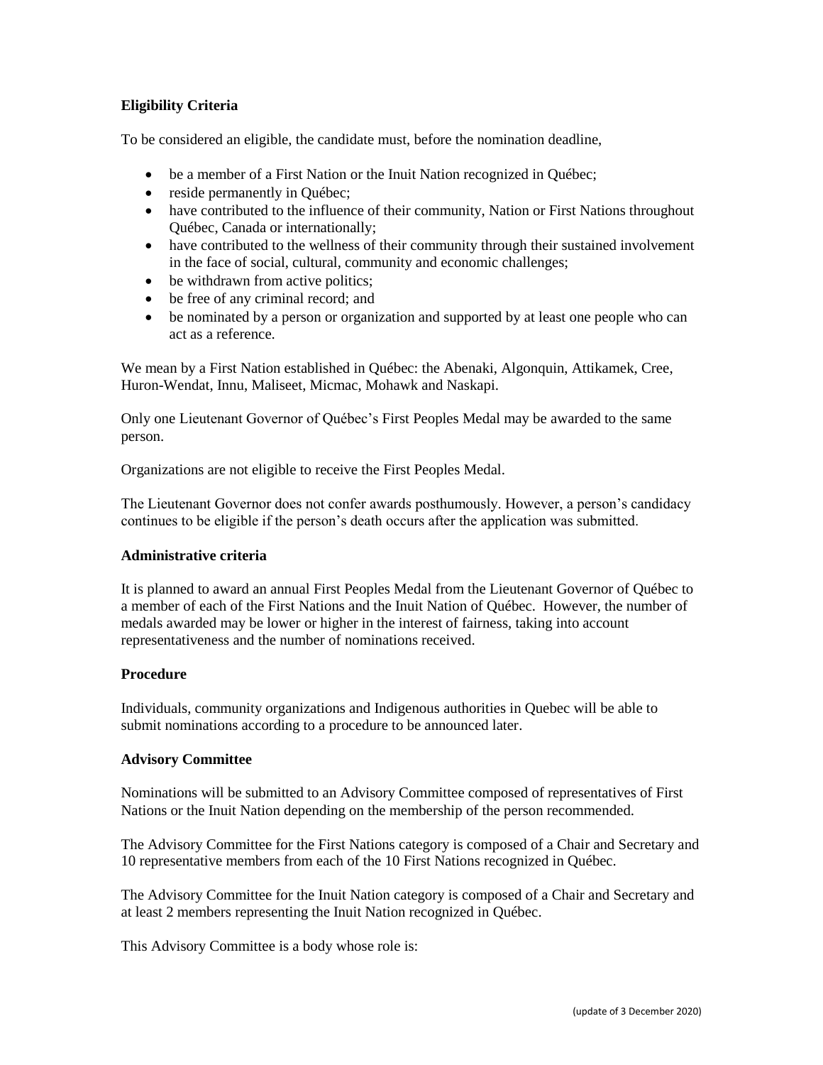**Eligibility Criteria**

To be considered an eligible, the candidate must, before the nomination deadline,

- be a member of a First Nation or the Inuit Nation recognized in Québec;
- reside permanently in Québec;
- have contributed to the influence of their community, Nation or First Nations throughout Québec, Canada or internationally;
- have contributed to the wellness of their community through their sustained involvement in the face of social, cultural, community and economic challenges;
- be withdrawn from active politics;
- be free of any criminal record; and
- be nominated by a person or organization and supported by at least one people who can act as a reference.

We mean by a First Nation established in Québec: the Abenaki, Algonquin, Attikamek, Cree, Huron-Wendat, Innu, Maliseet, Micmac, Mohawk and Naskapi.

Only one Lieutenant Governor of Québec's First Peoples Medal may be awarded to the same person.

Organizations are not eligible to receive the First Peoples Medal.

The Lieutenant Governor does not confer awards posthumously. However, a person's candidacy continues to be eligible if the person's death occurs after the application was submitted.

**Administrative criteria**

It is planned to award an annual First Peoples Medal from the Lieutenant Governor of Québec to a member of each of the First Nations and the Inuit Nation of Québec. However, the number of medals awarded may be lower or higher in the interest of fairness, taking into account representativeness and the number of nominations received.

**Procedure**

Individuals, community organizations and Indigenous authorities in Quebec will be able to submit nominations according to a procedure to be announced later.

**Advisory Committee**

Nominations will be submitted to an Advisory Committee composed of representatives of First Nations or the Inuit Nation depending on the membership of the person recommended.

The Advisory Committee for the First Nations category is composed of a Chair and Secretary and 10 representative members from each of the 10 First Nations recognized in Québec.

The Advisory Committee for the Inuit Nation category is composed of a Chair and Secretary and at least 2 members representing the Inuit Nation recognized in Québec.

This Advisory Committee is a body whose role is:

(update of 3 December 2020)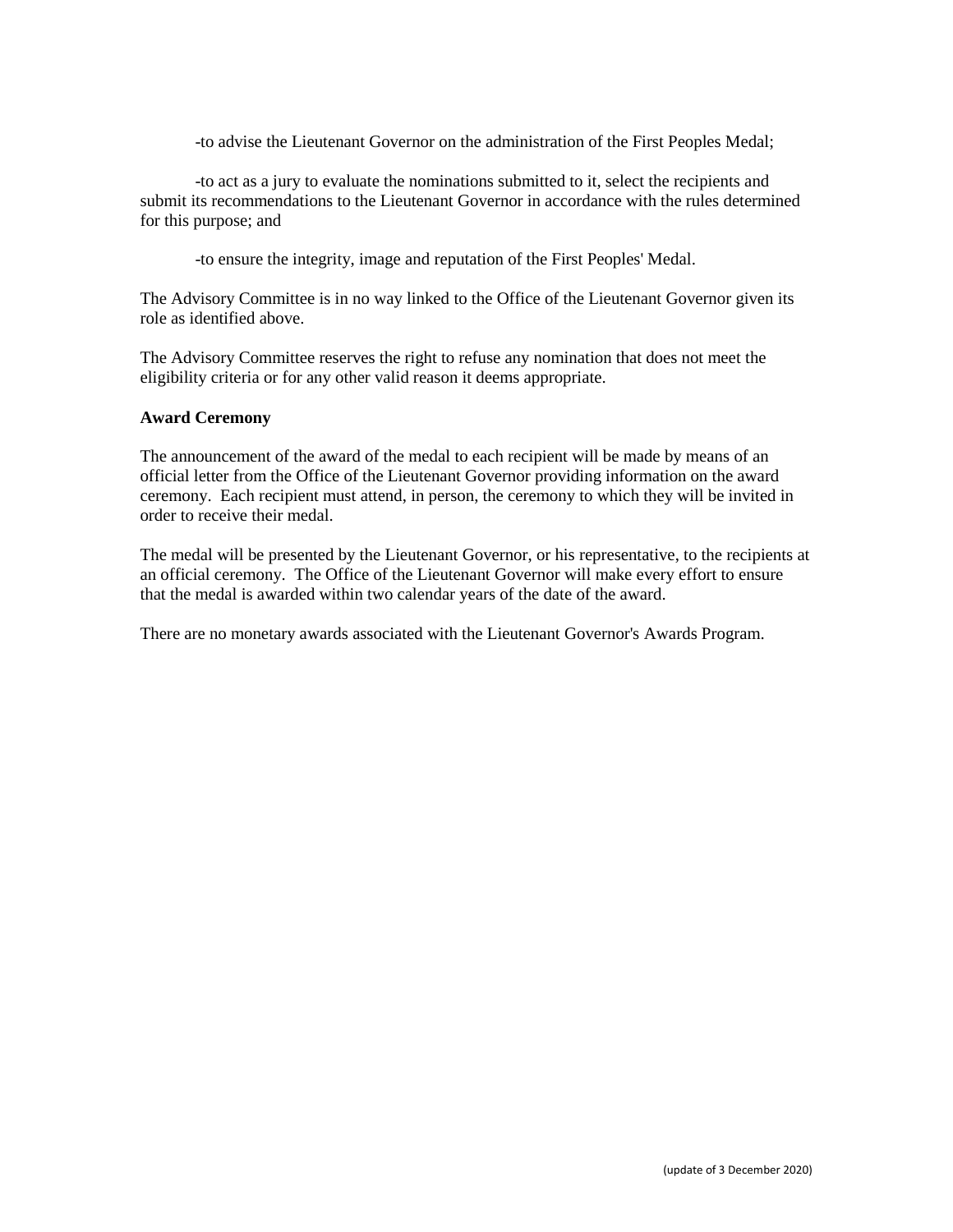-to advise the Lieutenant Governor on the administration of the First Peoples Medal;

-to act as a jury to evaluate the nominations submitted to it, select the recipients and submit its recommendations to the Lieutenant Governor in accordance with the rules determined for this purpose; and

-to ensure the integrity, image and reputation of the First Peoples' Medal.

The Advisory Committee is in no way linked to the Office of the Lieutenant Governor given its role as identified above.

The Advisory Committee reserves the right to refuse any nomination that does not meet the eligibility criteria or for any other valid reason it deems appropriate.

**Award Ceremony**

The announcement of the award of the medal to each recipient will be made by means of an official letter from the Office of the Lieutenant Governor providing information on the award ceremony. Each recipient must attend, in person, the ceremony to which they will be invited in order to receive their medal.

The medal will be presented by the Lieutenant Governor, or his representative, to the recipients at an official ceremony. The Office of the Lieutenant Governor will make every effort to ensure that the medal is awarded within two calendar years of the date of the award.

There are no monetary awards associated with the Lieutenant Governor's Awards Program.

(update of 3 December 2020)